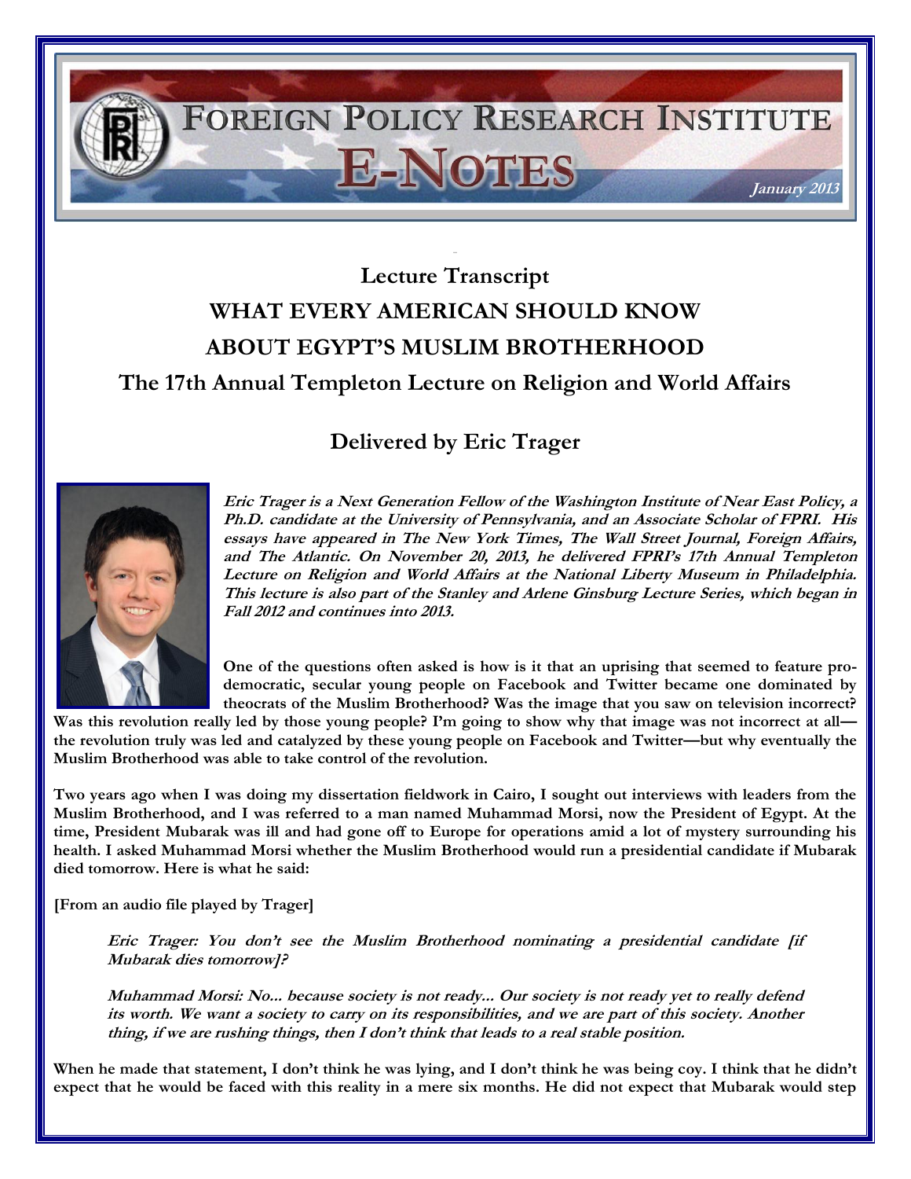# FOREIGN POLICY RESEARCH INSTITUTE E-NOTES

*January 2013*

## Lecture Transcript

# WHAT EVERY AMERICAN SHOULD KNOW ABOUT EGYPT'S MUSLIM BROTHERHOOD

## The 17th Annual Templeton Lecture on Religion and World Affairs

### Delivered by Eric Trager

***Eric Trager is a Next Generation Fellow of the Washington Institute of Near East Policy, a Ph.D. candidate at the University of Pennsylvania, and an Associate Scholar of FPRI. His essays have appeared in The New York Times, The Wall Street Journal, Foreign Affairs, and The Atlantic. On November 20, 2013, he delivered FPRI's 17th Annual Templeton Lecture on Religion and World Affairs at the National Liberty Museum in Philadelphia. This lecture is also part of the Stanley and Arlene Ginsburg Lecture Series, which began in Fall 2012 and continues into 2013.***

**One of the questions often asked is how is it that an uprising that seemed to feature pro-democratic, secular young people on Facebook and Twitter became one dominated by theocrats of the Muslim Brotherhood? Was the image that you saw on television incorrect? Was this revolution really led by those young people? I'm going to show why that image was not incorrect at all—the revolution truly was led and catalyzed by these young people on Facebook and Twitter—but why eventually the Muslim Brotherhood was able to take control of the revolution.**

**Two years ago when I was doing my dissertation fieldwork in Cairo, I sought out interviews with leaders from the Muslim Brotherhood, and I was referred to a man named Muhammad Morsi, now the President of Egypt. At the time, President Mubarak was ill and had gone off to Europe for operations amid a lot of mystery surrounding his health. I asked Muhammad Morsi whether the Muslim Brotherhood would run a presidential candidate if Mubarak died tomorrow. Here is what he said:**

**[From an audio file played by Trager]**

> ***Eric Trager: You don't see the Muslim Brotherhood nominating a presidential candidate [if Mubarak dies tomorrow]?***
>
> ***Muhammad Morsi: No... because society is not ready... Our society is not ready yet to really defend its worth. We want a society to carry on its responsibilities, and we are part of this society. Another thing, if we are rushing things, then I don't think that leads to a real stable position.***

**When he made that statement, I don't think he was lying, and I don't think he was being coy. I think that he didn't expect that he would be faced with this reality in a mere six months. He did not expect that Mubarak would step**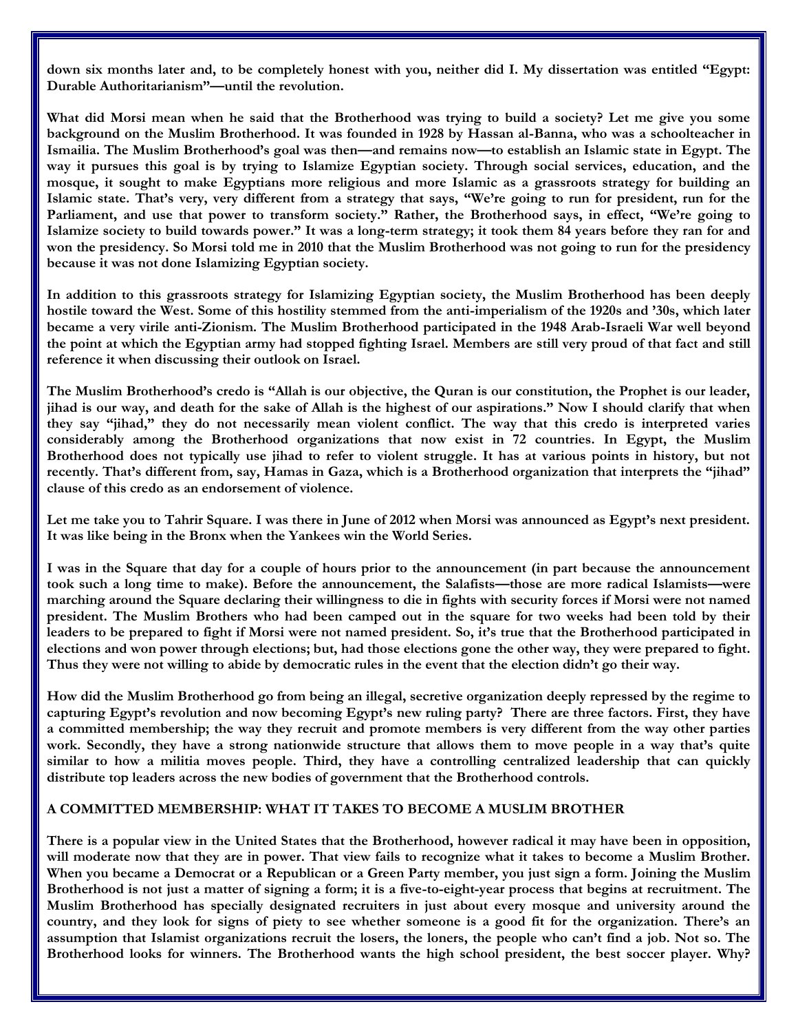down six months later and, to be completely honest with you, neither did I. My dissertation was entitled "Egypt: Durable Authoritarianism"—until the revolution.

What did Morsi mean when he said that the Brotherhood was trying to build a society? Let me give you some background on the Muslim Brotherhood. It was founded in 1928 by Hassan al-Banna, who was a schoolteacher in Ismailia. The Muslim Brotherhood's goal was then—and remains now—to establish an Islamic state in Egypt. The way it pursues this goal is by trying to Islamize Egyptian society. Through social services, education, and the mosque, it sought to make Egyptians more religious and more Islamic as a grassroots strategy for building an Islamic state. That's very, very different from a strategy that says, "We're going to run for president, run for the Parliament, and use that power to transform society." Rather, the Brotherhood says, in effect, "We're going to Islamize society to build towards power." It was a long-term strategy; it took them 84 years before they ran for and won the presidency. So Morsi told me in 2010 that the Muslim Brotherhood was not going to run for the presidency because it was not done Islamizing Egyptian society.

In addition to this grassroots strategy for Islamizing Egyptian society, the Muslim Brotherhood has been deeply hostile toward the West. Some of this hostility stemmed from the anti-imperialism of the 1920s and '30s, which later became a very virile anti-Zionism. The Muslim Brotherhood participated in the 1948 Arab-Israeli War well beyond the point at which the Egyptian army had stopped fighting Israel. Members are still very proud of that fact and still reference it when discussing their outlook on Israel.

The Muslim Brotherhood's credo is "Allah is our objective, the Quran is our constitution, the Prophet is our leader, jihad is our way, and death for the sake of Allah is the highest of our aspirations." Now I should clarify that when they say "jihad," they do not necessarily mean violent conflict. The way that this credo is interpreted varies considerably among the Brotherhood organizations that now exist in 72 countries. In Egypt, the Muslim Brotherhood does not typically use jihad to refer to violent struggle. It has at various points in history, but not recently. That's different from, say, Hamas in Gaza, which is a Brotherhood organization that interprets the "jihad" clause of this credo as an endorsement of violence.

Let me take you to Tahrir Square. I was there in June of 2012 when Morsi was announced as Egypt's next president. It was like being in the Bronx when the Yankees win the World Series.

I was in the Square that day for a couple of hours prior to the announcement (in part because the announcement took such a long time to make). Before the announcement, the Salafists—those are more radical Islamists—were marching around the Square declaring their willingness to die in fights with security forces if Morsi were not named president. The Muslim Brothers who had been camped out in the square for two weeks had been told by their leaders to be prepared to fight if Morsi were not named president. So, it's true that the Brotherhood participated in elections and won power through elections; but, had those elections gone the other way, they were prepared to fight. Thus they were not willing to abide by democratic rules in the event that the election didn't go their way.

How did the Muslim Brotherhood go from being an illegal, secretive organization deeply repressed by the regime to capturing Egypt's revolution and now becoming Egypt's new ruling party? There are three factors. First, they have a committed membership; the way they recruit and promote members is very different from the way other parties work. Secondly, they have a strong nationwide structure that allows them to move people in a way that's quite similar to how a militia moves people. Third, they have a controlling centralized leadership that can quickly distribute top leaders across the new bodies of government that the Brotherhood controls.

## A COMMITTED MEMBERSHIP: WHAT IT TAKES TO BECOME A MUSLIM BROTHER

There is a popular view in the United States that the Brotherhood, however radical it may have been in opposition, will moderate now that they are in power. That view fails to recognize what it takes to become a Muslim Brother. When you became a Democrat or a Republican or a Green Party member, you just sign a form. Joining the Muslim Brotherhood is not just a matter of signing a form; it is a five-to-eight-year process that begins at recruitment. The Muslim Brotherhood has specially designated recruiters in just about every mosque and university around the country, and they look for signs of piety to see whether someone is a good fit for the organization. There's an assumption that Islamist organizations recruit the losers, the loners, the people who can't find a job. Not so. The Brotherhood looks for winners. The Brotherhood wants the high school president, the best soccer player. Why?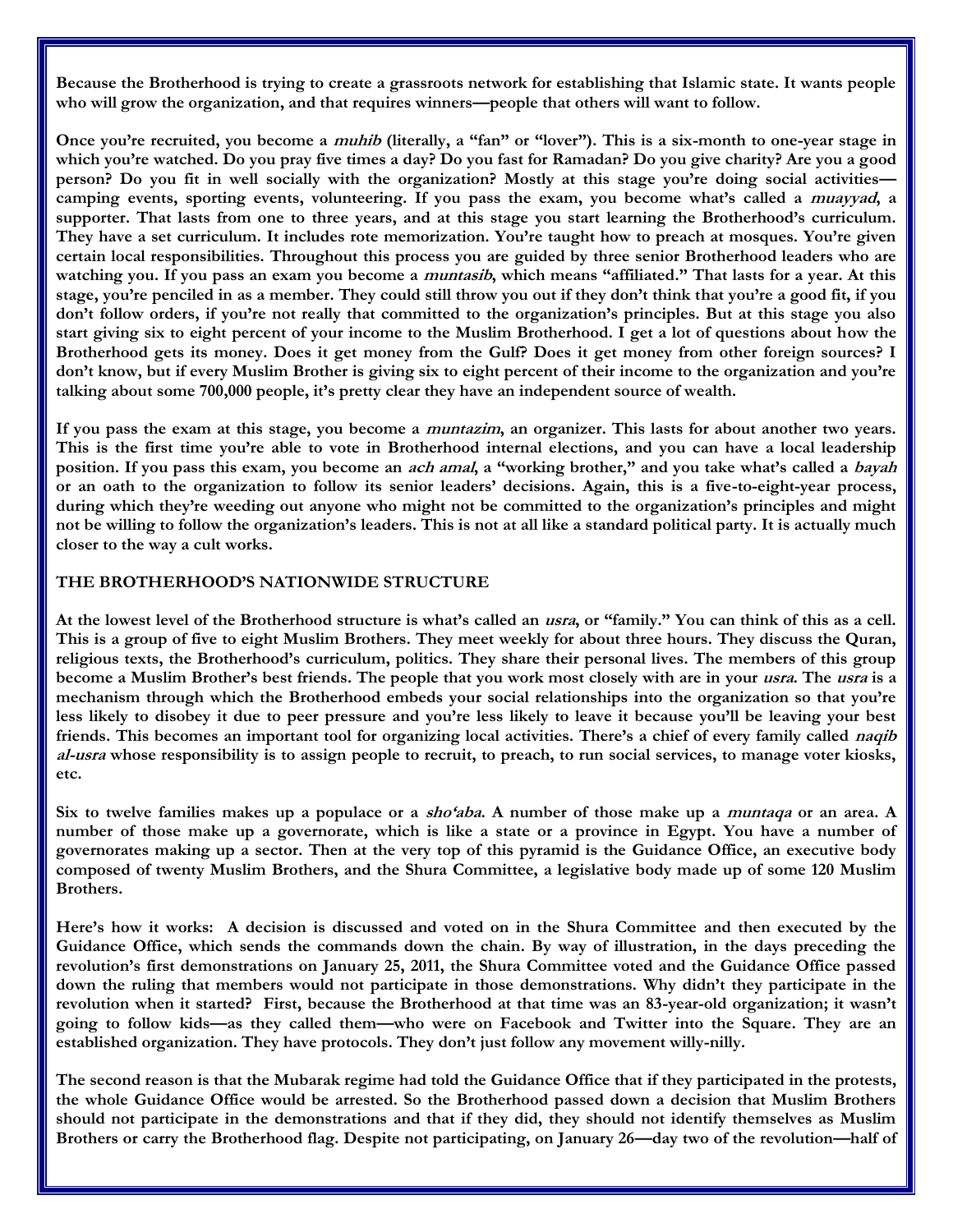Because the Brotherhood is trying to create a grassroots network for establishing that Islamic state. It wants people who will grow the organization, and that requires winners—people that others will want to follow.

Once you're recruited, you become a *muhib* (literally, a "fan" or "lover"). This is a six-month to one-year stage in which you're watched. Do you pray five times a day? Do you fast for Ramadan? Do you give charity? Are you a good person? Do you fit in well socially with the organization? Mostly at this stage you're doing social activities—camping events, sporting events, volunteering. If you pass the exam, you become what's called a *muayyad*, a supporter. That lasts from one to three years, and at this stage you start learning the Brotherhood's curriculum. They have a set curriculum. It includes rote memorization. You're taught how to preach at mosques. You're given certain local responsibilities. Throughout this process you are guided by three senior Brotherhood leaders who are watching you. If you pass an exam you become a *muntasib*, which means "affiliated." That lasts for a year. At this stage, you're penciled in as a member. They could still throw you out if they don't think that you're a good fit, if you don't follow orders, if you're not really that committed to the organization's principles. But at this stage you also start giving six to eight percent of your income to the Muslim Brotherhood. I get a lot of questions about how the Brotherhood gets its money. Does it get money from the Gulf? Does it get money from other foreign sources? I don't know, but if every Muslim Brother is giving six to eight percent of their income to the organization and you're talking about some 700,000 people, it's pretty clear they have an independent source of wealth.

If you pass the exam at this stage, you become a *muntazim*, an organizer. This lasts for about another two years. This is the first time you're able to vote in Brotherhood internal elections, and you can have a local leadership position. If you pass this exam, you become an *ach amal*, a "working brother," and you take what's called a *bayah* or an oath to the organization to follow its senior leaders' decisions. Again, this is a five-to-eight-year process, during which they're weeding out anyone who might not be committed to the organization's principles and might not be willing to follow the organization's leaders. This is not at all like a standard political party. It is actually much closer to the way a cult works.

## THE BROTHERHOOD'S NATIONWIDE STRUCTURE

At the lowest level of the Brotherhood structure is what's called an *usra*, or "family." You can think of this as a cell. This is a group of five to eight Muslim Brothers. They meet weekly for about three hours. They discuss the Quran, religious texts, the Brotherhood's curriculum, politics. They share their personal lives. The members of this group become a Muslim Brother's best friends. The people that you work most closely with are in your *usra*. The *usra* is a mechanism through which the Brotherhood embeds your social relationships into the organization so that you're less likely to disobey it due to peer pressure and you're less likely to leave it because you'll be leaving your best friends. This becomes an important tool for organizing local activities. There's a chief of every family called *naqib al-usra* whose responsibility is to assign people to recruit, to preach, to run social services, to manage voter kiosks, etc.

Six to twelve families makes up a populace or a *sho'aba*. A number of those make up a *muntaqa* or an area. A number of those make up a governorate, which is like a state or a province in Egypt. You have a number of governorates making up a sector. Then at the very top of this pyramid is the Guidance Office, an executive body composed of twenty Muslim Brothers, and the Shura Committee, a legislative body made up of some 120 Muslim Brothers.

Here's how it works: A decision is discussed and voted on in the Shura Committee and then executed by the Guidance Office, which sends the commands down the chain. By way of illustration, in the days preceding the revolution's first demonstrations on January 25, 2011, the Shura Committee voted and the Guidance Office passed down the ruling that members would not participate in those demonstrations. Why didn't they participate in the revolution when it started? First, because the Brotherhood at that time was an 83-year-old organization; it wasn't going to follow kids—as they called them—who were on Facebook and Twitter into the Square. They are an established organization. They have protocols. They don't just follow any movement willy-nilly.

The second reason is that the Mubarak regime had told the Guidance Office that if they participated in the protests, the whole Guidance Office would be arrested. So the Brotherhood passed down a decision that Muslim Brothers should not participate in the demonstrations and that if they did, they should not identify themselves as Muslim Brothers or carry the Brotherhood flag. Despite not participating, on January 26—day two of the revolution—half of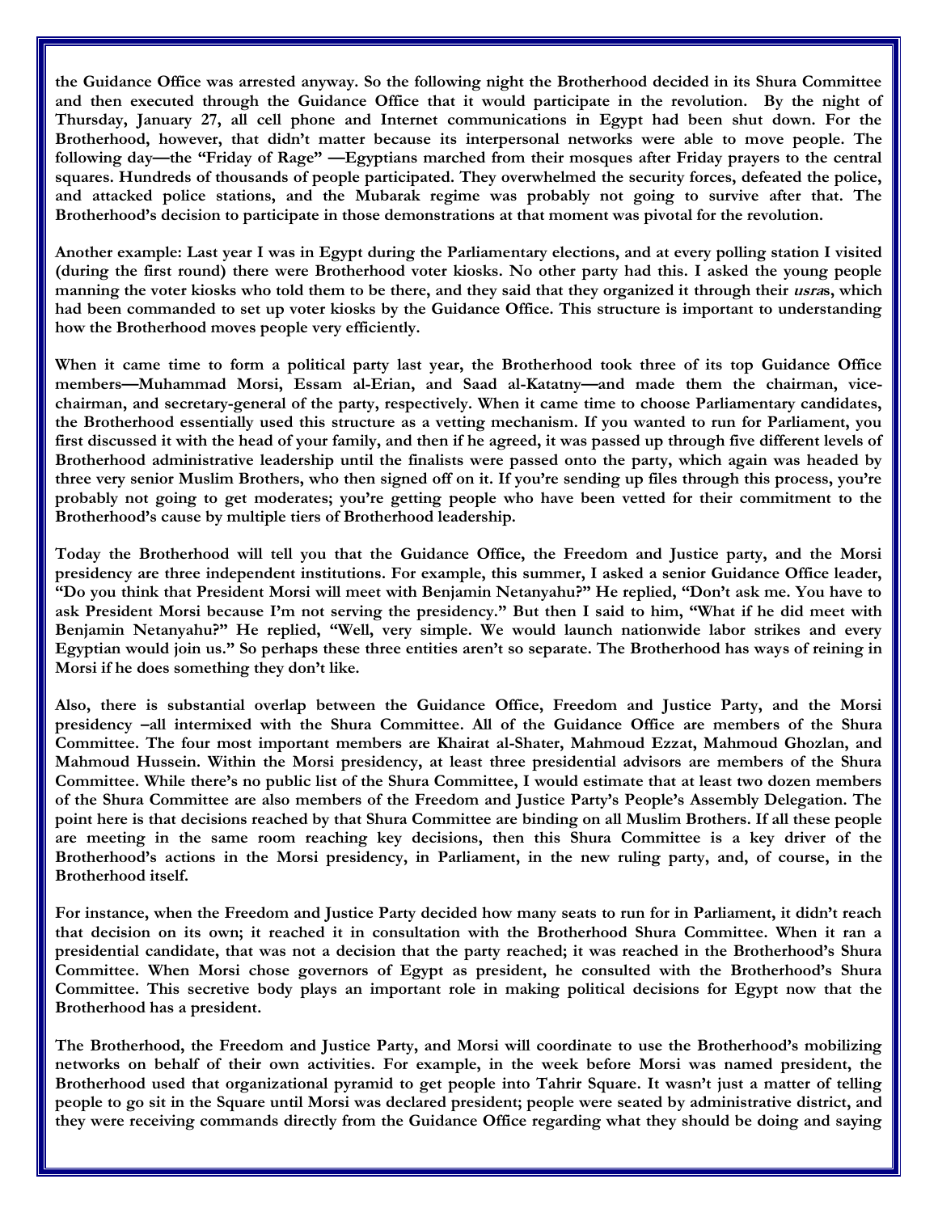**the Guidance Office was arrested anyway. So the following night the Brotherhood decided in its Shura Committee and then executed through the Guidance Office that it would participate in the revolution. By the night of Thursday, January 27, all cell phone and Internet communications in Egypt had been shut down. For the Brotherhood, however, that didn't matter because its interpersonal networks were able to move people. The following day—the "Friday of Rage" —Egyptians marched from their mosques after Friday prayers to the central squares. Hundreds of thousands of people participated. They overwhelmed the security forces, defeated the police, and attacked police stations, and the Mubarak regime was probably not going to survive after that. The Brotherhood's decision to participate in those demonstrations at that moment was pivotal for the revolution.**

**Another example: Last year I was in Egypt during the Parliamentary elections, and at every polling station I visited (during the first round) there were Brotherhood voter kiosks. No other party had this. I asked the young people manning the voter kiosks who told them to be there, and they said that they organized it through their *usra*s, which had been commanded to set up voter kiosks by the Guidance Office. This structure is important to understanding how the Brotherhood moves people very efficiently.**

**When it came time to form a political party last year, the Brotherhood took three of its top Guidance Office members—Muhammad Morsi, Essam al-Erian, and Saad al-Katatny—and made them the chairman, vice-chairman, and secretary-general of the party, respectively. When it came time to choose Parliamentary candidates, the Brotherhood essentially used this structure as a vetting mechanism. If you wanted to run for Parliament, you first discussed it with the head of your family, and then if he agreed, it was passed up through five different levels of Brotherhood administrative leadership until the finalists were passed onto the party, which again was headed by three very senior Muslim Brothers, who then signed off on it. If you're sending up files through this process, you're probably not going to get moderates; you're getting people who have been vetted for their commitment to the Brotherhood's cause by multiple tiers of Brotherhood leadership.**

**Today the Brotherhood will tell you that the Guidance Office, the Freedom and Justice party, and the Morsi presidency are three independent institutions. For example, this summer, I asked a senior Guidance Office leader, "Do you think that President Morsi will meet with Benjamin Netanyahu?" He replied, "Don't ask me. You have to ask President Morsi because I'm not serving the presidency." But then I said to him, "What if he did meet with Benjamin Netanyahu?" He replied, "Well, very simple. We would launch nationwide labor strikes and every Egyptian would join us." So perhaps these three entities aren't so separate. The Brotherhood has ways of reining in Morsi if he does something they don't like.**

**Also, there is substantial overlap between the Guidance Office, Freedom and Justice Party, and the Morsi presidency –all intermixed with the Shura Committee. All of the Guidance Office are members of the Shura Committee. The four most important members are Khairat al-Shater, Mahmoud Ezzat, Mahmoud Ghozlan, and Mahmoud Hussein. Within the Morsi presidency, at least three presidential advisors are members of the Shura Committee. While there's no public list of the Shura Committee, I would estimate that at least two dozen members of the Shura Committee are also members of the Freedom and Justice Party's People's Assembly Delegation. The point here is that decisions reached by that Shura Committee are binding on all Muslim Brothers. If all these people are meeting in the same room reaching key decisions, then this Shura Committee is a key driver of the Brotherhood's actions in the Morsi presidency, in Parliament, in the new ruling party, and, of course, in the Brotherhood itself.**

**For instance, when the Freedom and Justice Party decided how many seats to run for in Parliament, it didn't reach that decision on its own; it reached it in consultation with the Brotherhood Shura Committee. When it ran a presidential candidate, that was not a decision that the party reached; it was reached in the Brotherhood's Shura Committee. When Morsi chose governors of Egypt as president, he consulted with the Brotherhood's Shura Committee. This secretive body plays an important role in making political decisions for Egypt now that the Brotherhood has a president.**

**The Brotherhood, the Freedom and Justice Party, and Morsi will coordinate to use the Brotherhood's mobilizing networks on behalf of their own activities. For example, in the week before Morsi was named president, the Brotherhood used that organizational pyramid to get people into Tahrir Square. It wasn't just a matter of telling people to go sit in the Square until Morsi was declared president; people were seated by administrative district, and they were receiving commands directly from the Guidance Office regarding what they should be doing and saying**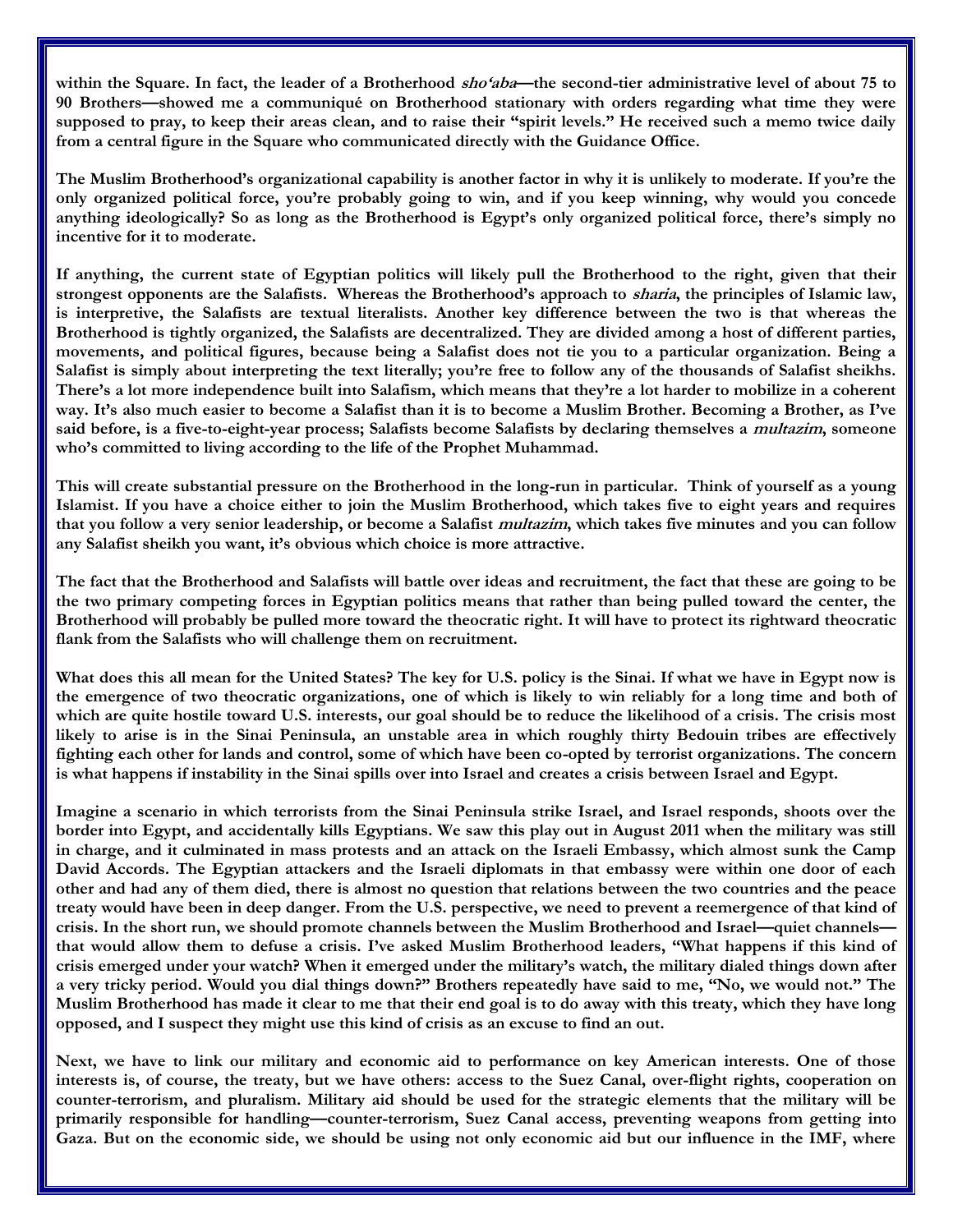within the Square. In fact, the leader of a Brotherhood *sho'aba*—the second-tier administrative level of about 75 to 90 Brothers—showed me a communiqué on Brotherhood stationary with orders regarding what time they were supposed to pray, to keep their areas clean, and to raise their "spirit levels." He received such a memo twice daily from a central figure in the Square who communicated directly with the Guidance Office.

The Muslim Brotherhood's organizational capability is another factor in why it is unlikely to moderate. If you're the only organized political force, you're probably going to win, and if you keep winning, why would you concede anything ideologically? So as long as the Brotherhood is Egypt's only organized political force, there's simply no incentive for it to moderate.

If anything, the current state of Egyptian politics will likely pull the Brotherhood to the right, given that their strongest opponents are the Salafists. Whereas the Brotherhood's approach to *sharia*, the principles of Islamic law, is interpretive, the Salafists are textual literalists. Another key difference between the two is that whereas the Brotherhood is tightly organized, the Salafists are decentralized. They are divided among a host of different parties, movements, and political figures, because being a Salafist does not tie you to a particular organization. Being a Salafist is simply about interpreting the text literally; you're free to follow any of the thousands of Salafist sheikhs. There's a lot more independence built into Salafism, which means that they're a lot harder to mobilize in a coherent way. It's also much easier to become a Salafist than it is to become a Muslim Brother. Becoming a Brother, as I've said before, is a five-to-eight-year process; Salafists become Salafists by declaring themselves a *multazim*, someone who's committed to living according to the life of the Prophet Muhammad.

This will create substantial pressure on the Brotherhood in the long-run in particular. Think of yourself as a young Islamist. If you have a choice either to join the Muslim Brotherhood, which takes five to eight years and requires that you follow a very senior leadership, or become a Salafist *multazim*, which takes five minutes and you can follow any Salafist sheikh you want, it's obvious which choice is more attractive.

The fact that the Brotherhood and Salafists will battle over ideas and recruitment, the fact that these are going to be the two primary competing forces in Egyptian politics means that rather than being pulled toward the center, the Brotherhood will probably be pulled more toward the theocratic right. It will have to protect its rightward theocratic flank from the Salafists who will challenge them on recruitment.

What does this all mean for the United States? The key for U.S. policy is the Sinai. If what we have in Egypt now is the emergence of two theocratic organizations, one of which is likely to win reliably for a long time and both of which are quite hostile toward U.S. interests, our goal should be to reduce the likelihood of a crisis. The crisis most likely to arise is in the Sinai Peninsula, an unstable area in which roughly thirty Bedouin tribes are effectively fighting each other for lands and control, some of which have been co-opted by terrorist organizations. The concern is what happens if instability in the Sinai spills over into Israel and creates a crisis between Israel and Egypt.

Imagine a scenario in which terrorists from the Sinai Peninsula strike Israel, and Israel responds, shoots over the border into Egypt, and accidentally kills Egyptians. We saw this play out in August 2011 when the military was still in charge, and it culminated in mass protests and an attack on the Israeli Embassy, which almost sunk the Camp David Accords. The Egyptian attackers and the Israeli diplomats in that embassy were within one door of each other and had any of them died, there is almost no question that relations between the two countries and the peace treaty would have been in deep danger. From the U.S. perspective, we need to prevent a reemergence of that kind of crisis. In the short run, we should promote channels between the Muslim Brotherhood and Israel—quiet channels—that would allow them to defuse a crisis. I've asked Muslim Brotherhood leaders, "What happens if this kind of crisis emerged under your watch? When it emerged under the military's watch, the military dialed things down after a very tricky period. Would you dial things down?" Brothers repeatedly have said to me, "No, we would not." The Muslim Brotherhood has made it clear to me that their end goal is to do away with this treaty, which they have long opposed, and I suspect they might use this kind of crisis as an excuse to find an out.

Next, we have to link our military and economic aid to performance on key American interests. One of those interests is, of course, the treaty, but we have others: access to the Suez Canal, over-flight rights, cooperation on counter-terrorism, and pluralism. Military aid should be used for the strategic elements that the military will be primarily responsible for handling—counter-terrorism, Suez Canal access, preventing weapons from getting into Gaza. But on the economic side, we should be using not only economic aid but our influence in the IMF, where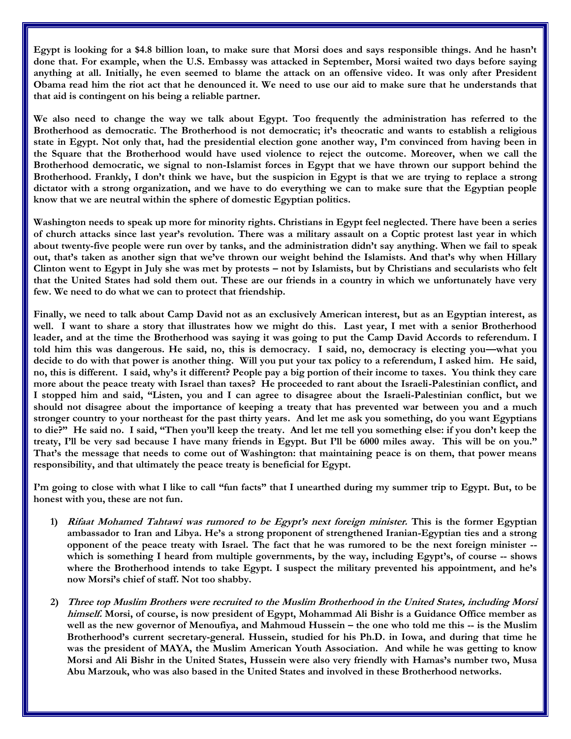**Egypt is looking for a $4.8 billion loan, to make sure that Morsi does and says responsible things. And he hasn't done that. For example, when the U.S. Embassy was attacked in September, Morsi waited two days before saying anything at all. Initially, he even seemed to blame the attack on an offensive video. It was only after President Obama read him the riot act that he denounced it. We need to use our aid to make sure that he understands that that aid is contingent on his being a reliable partner.**

**We also need to change the way we talk about Egypt. Too frequently the administration has referred to the Brotherhood as democratic. The Brotherhood is not democratic; it's theocratic and wants to establish a religious state in Egypt. Not only that, had the presidential election gone another way, I'm convinced from having been in the Square that the Brotherhood would have used violence to reject the outcome. Moreover, when we call the Brotherhood democratic, we signal to non-Islamist forces in Egypt that we have thrown our support behind the Brotherhood. Frankly, I don't think we have, but the suspicion in Egypt is that we are trying to replace a strong dictator with a strong organization, and we have to do everything we can to make sure that the Egyptian people know that we are neutral within the sphere of domestic Egyptian politics.**

**Washington needs to speak up more for minority rights. Christians in Egypt feel neglected. There have been a series of church attacks since last year's revolution. There was a military assault on a Coptic protest last year in which about twenty-five people were run over by tanks, and the administration didn't say anything. When we fail to speak out, that's taken as another sign that we've thrown our weight behind the Islamists. And that's why when Hillary Clinton went to Egypt in July she was met by protests – not by Islamists, but by Christians and secularists who felt that the United States had sold them out. These are our friends in a country in which we unfortunately have very few. We need to do what we can to protect that friendship.**

**Finally, we need to talk about Camp David not as an exclusively American interest, but as an Egyptian interest, as well. I want to share a story that illustrates how we might do this. Last year, I met with a senior Brotherhood leader, and at the time the Brotherhood was saying it was going to put the Camp David Accords to referendum. I told him this was dangerous. He said, no, this is democracy. I said, no, democracy is electing you—what you decide to do with that power is another thing. Will you put your tax policy to a referendum, I asked him. He said, no, this is different. I said, why's it different? People pay a big portion of their income to taxes. You think they care more about the peace treaty with Israel than taxes? He proceeded to rant about the Israeli-Palestinian conflict, and I stopped him and said, "Listen, you and I can agree to disagree about the Israeli-Palestinian conflict, but we should not disagree about the importance of keeping a treaty that has prevented war between you and a much stronger country to your northeast for the past thirty years. And let me ask you something, do you want Egyptians to die?" He said no. I said, "Then you'll keep the treaty. And let me tell you something else: if you don't keep the treaty, I'll be very sad because I have many friends in Egypt. But I'll be 6000 miles away. This will be on you." That's the message that needs to come out of Washington: that maintaining peace is on them, that power means responsibility, and that ultimately the peace treaty is beneficial for Egypt.**

**I'm going to close with what I like to call "fun facts" that I unearthed during my summer trip to Egypt. But, to be honest with you, these are not fun.**

1) ***Rifaat Mohamed Tahtawi was rumored to be Egypt's next foreign minister.*** **This is the former Egyptian ambassador to Iran and Libya. He's a strong proponent of strengthened Iranian-Egyptian ties and a strong opponent of the peace treaty with Israel. The fact that he was rumored to be the next foreign minister -- which is something I heard from multiple governments, by the way, including Egypt's, of course -- shows where the Brotherhood intends to take Egypt. I suspect the military prevented his appointment, and he's now Morsi's chief of staff. Not too shabby.**

2) ***Three top Muslim Brothers were recruited to the Muslim Brotherhood in the United States, including Morsi himself.*** **Morsi, of course, is now president of Egypt, Mohammad Ali Bishr is a Guidance Office member as well as the new governor of Menoufiya, and Mahmoud Hussein – the one who told me this -- is the Muslim Brotherhood's current secretary-general. Hussein, studied for his Ph.D. in Iowa, and during that time he was the president of MAYA, the Muslim American Youth Association. And while he was getting to know Morsi and Ali Bishr in the United States, Hussein were also very friendly with Hamas's number two, Musa Abu Marzouk, who was also based in the United States and involved in these Brotherhood networks.**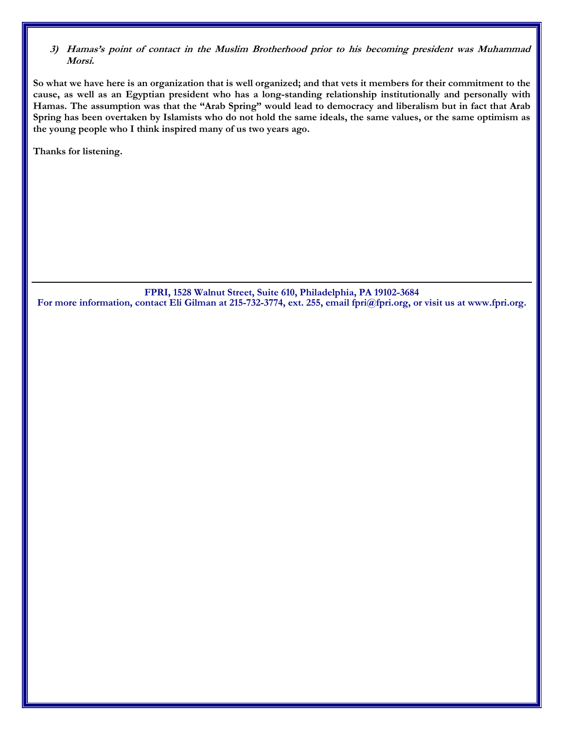3) ***Hamas's point of contact in the Muslim Brotherhood prior to his becoming president was Muhammad Morsi.***

**So what we have here is an organization that is well organized; and that vets it members for their commitment to the cause, as well as an Egyptian president who has a long-standing relationship institutionally and personally with Hamas. The assumption was that the "Arab Spring" would lead to democracy and liberalism but in fact that Arab Spring has been overtaken by Islamists who do not hold the same ideals, the same values, or the same optimism as the young people who I think inspired many of us two years ago.**

**Thanks for listening.**

---

**FPRI, 1528 Walnut Street, Suite 610, Philadelphia, PA 19102-3684**
**For more information, contact Eli Gilman at 215-732-3774, ext. 255, email fpri@fpri.org, or visit us at www.fpri.org.**